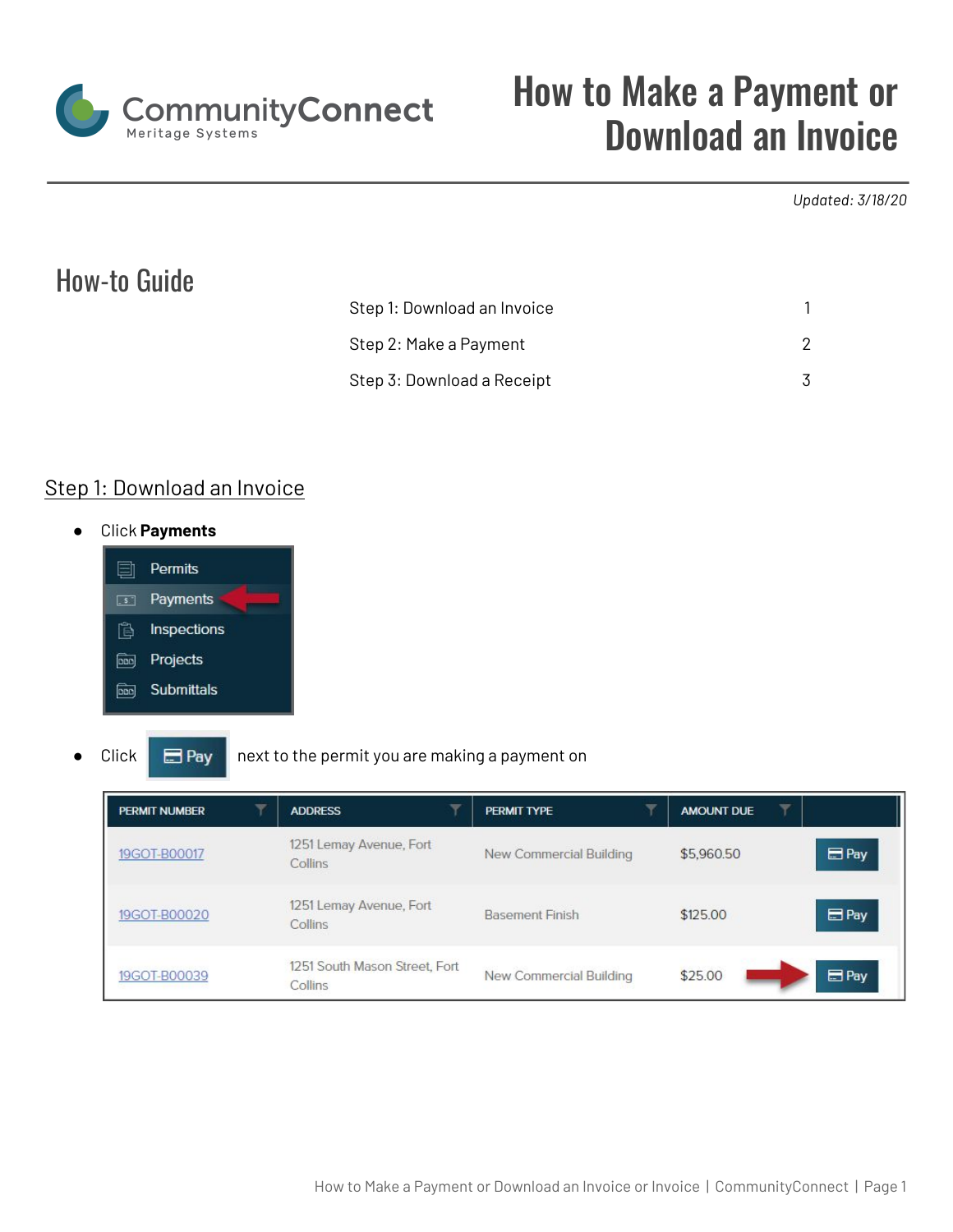# How to Make a Payment or Download an Invoice

*Updated: 3/18/20*

## How-to Guide

| | |
|---|---|
| Step 1: Download an Invoice | 1 |
| Step 2: Make a Payment | 2 |
| Step 3: Download a Receipt | 3 |

## Step 1: Download an Invoice

- Click **Payments**

  Permits
  Payments
  Inspections
  Projects
  Submittals

- Click **Pay** next to the permit you are making a payment on

| PERMIT NUMBER | ADDRESS | PERMIT TYPE | AMOUNT DUE | |
|---|---|---|---|---|
| 19GOT-B00017 | 1251 Lemay Avenue, Fort Collins | New Commercial Building | $5,960.50 | Pay |
| 19GOT-B00020 | 1251 Lemay Avenue, Fort Collins | Basement Finish | $125.00 | Pay |
| 19GOT-B00039 | 1251 South Mason Street, Fort Collins | New Commercial Building | $25.00 | Pay |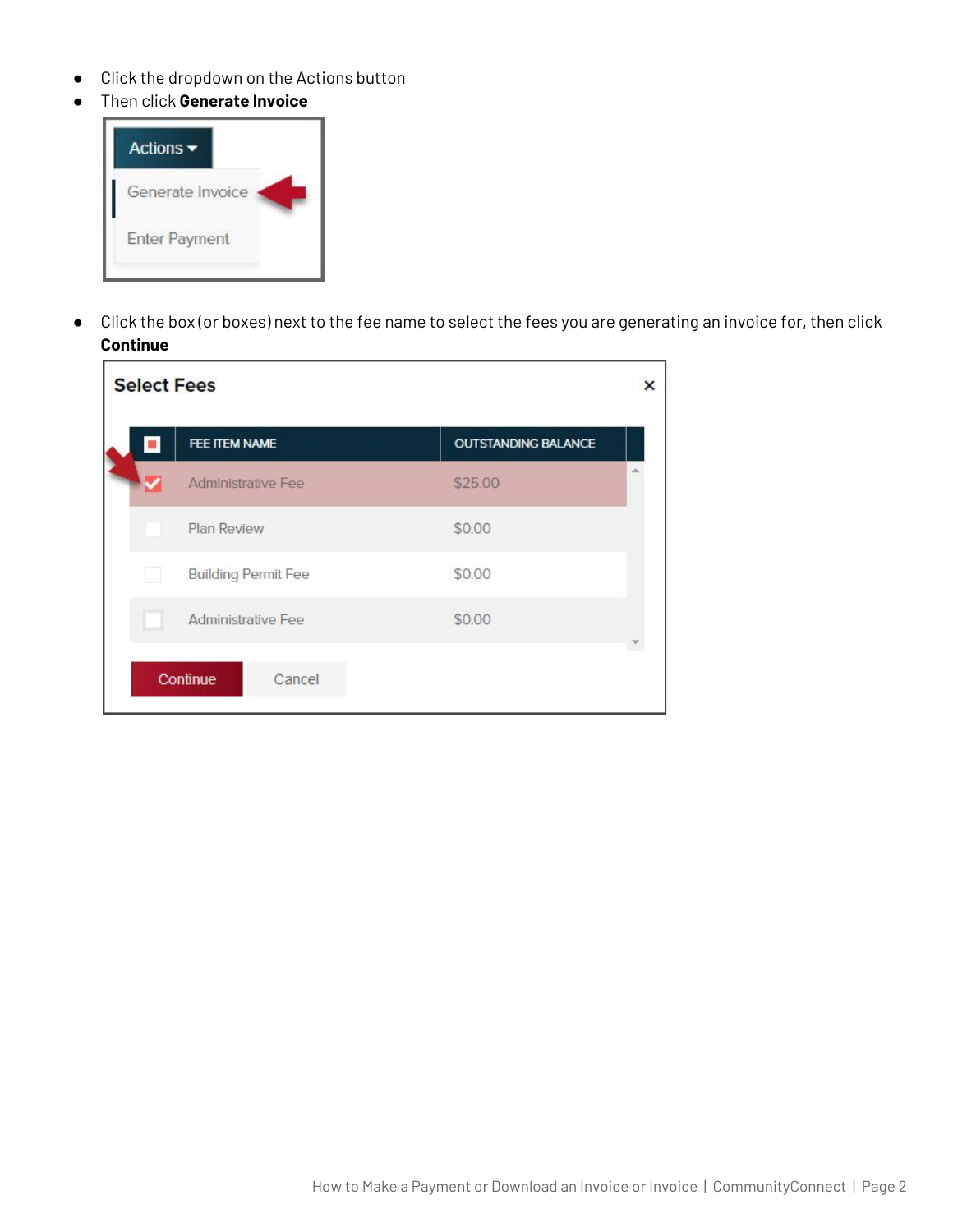- Click the dropdown on the Actions button
- Then click **Generate Invoice**

- Click the box (or boxes) next to the fee name to select the fees you are generating an invoice for, then click **Continue**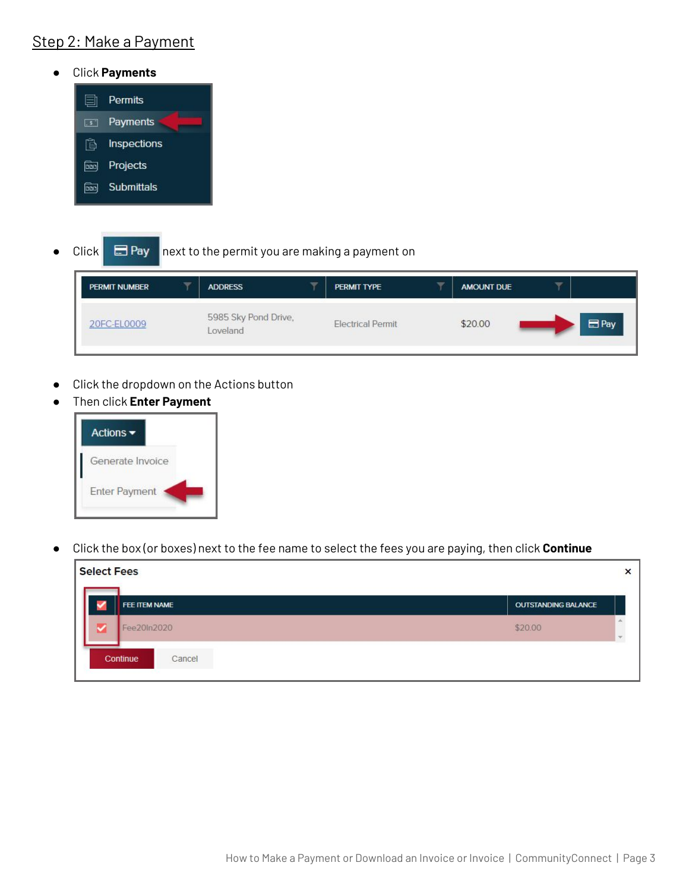## Step 2: Make a Payment

- Click **Payments**

- Click Pay next to the permit you are making a payment on

- Click the dropdown on the Actions button
- Then click **Enter Payment**

- Click the box (or boxes) next to the fee name to select the fees you are paying, then click **Continue**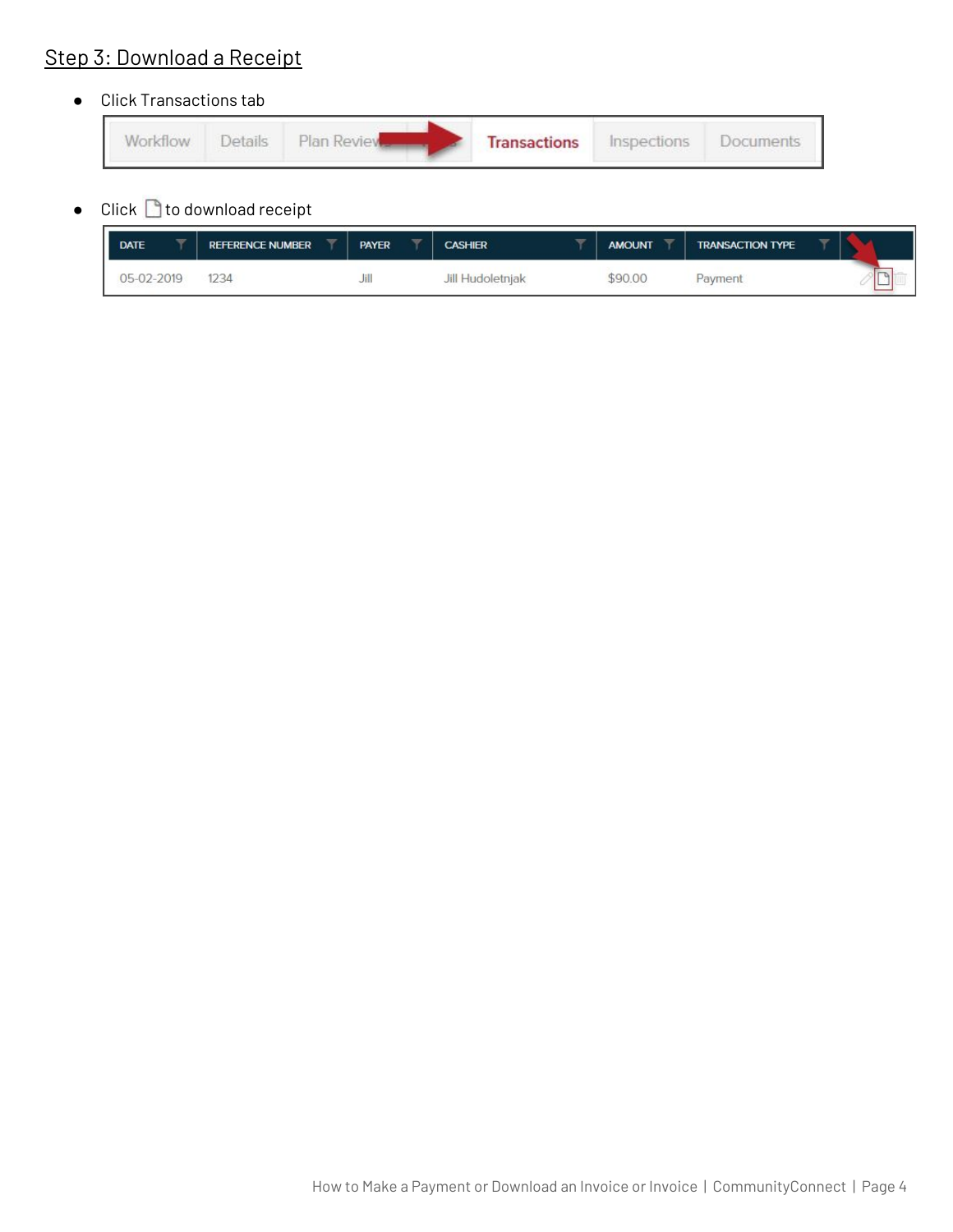## Step 3: Download a Receipt

- Click Transactions tab

Workflow | Details | Plan Review | Transactions | Inspections | Documents

- Click 🗋 to download receipt

| DATE | REFERENCE NUMBER | PAYER | CASHIER | AMOUNT | TRANSACTION TYPE | |
|---|---|---|---|---|---|---|
| 05-02-2019 | 1234 | Jill | Jill Hudoletnjak | $90.00 | Payment | |